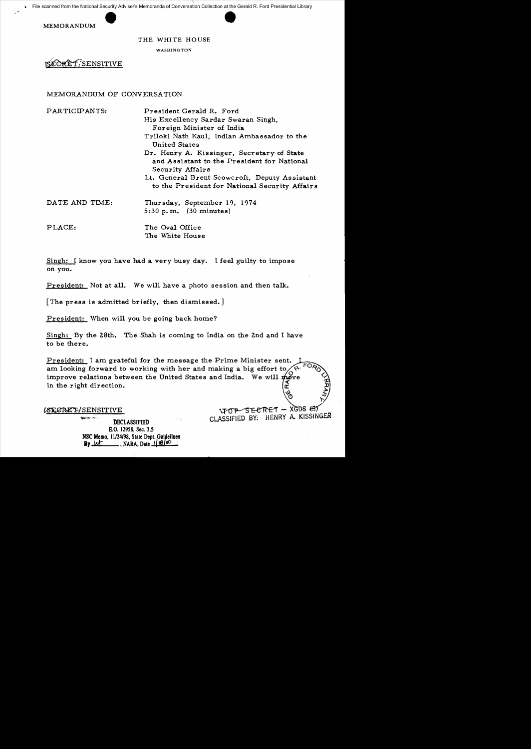File scanned from the National Security Adviser's Memoranda of Conversation Collection at the Gerald R. Ford Presidential Library

MEMORANDUM

THE WHITE HOUSE

WASHINGTON

SECRET/SENSITIVE

MEMORANDUM OF CONVERSATION

| | |
|---|---|
| PARTICIPANTS: | President Gerald R. Ford<br>His Excellency Sardar Swaran Singh, Foreign Minister of India<br>Triloki Nath Kaul, Indian Ambassador to the United States<br>Dr. Henry A. Kissinger, Secretary of State and Assistant to the President for National Security Affairs<br>Lt. General Brent Scowcroft, Deputy Assistant to the President for National Security Affairs |
| DATE AND TIME: | Thursday, September 19, 1974<br>5:30 p.m. (30 minutes) |
| PLACE: | The Oval Office<br>The White House |

Singh: I know you have had a very busy day. I feel guilty to impose on you.

President: Not at all. We will have a photo session and then talk.

[The press is admitted briefly, then dismissed.]

President: When will you be going back home?

Singh: By the 28th. The Shah is coming to India on the 2nd and I have to be there.

President: I am grateful for the message the Prime Minister sent. I am looking forward to working with her and making a big effort to improve relations between the United States and India. We will move in the right direction.

SECRET/SENSITIVE

TOP SECRET – XGDS (3)
CLASSIFIED BY: HENRY A. KISSINGER

DECLASSIFIED
E.O. 12958, Sec. 3.5
NSC Memo, 11/24/98, State Dept. Guidelines
By ut, NARA, Date 1/18/00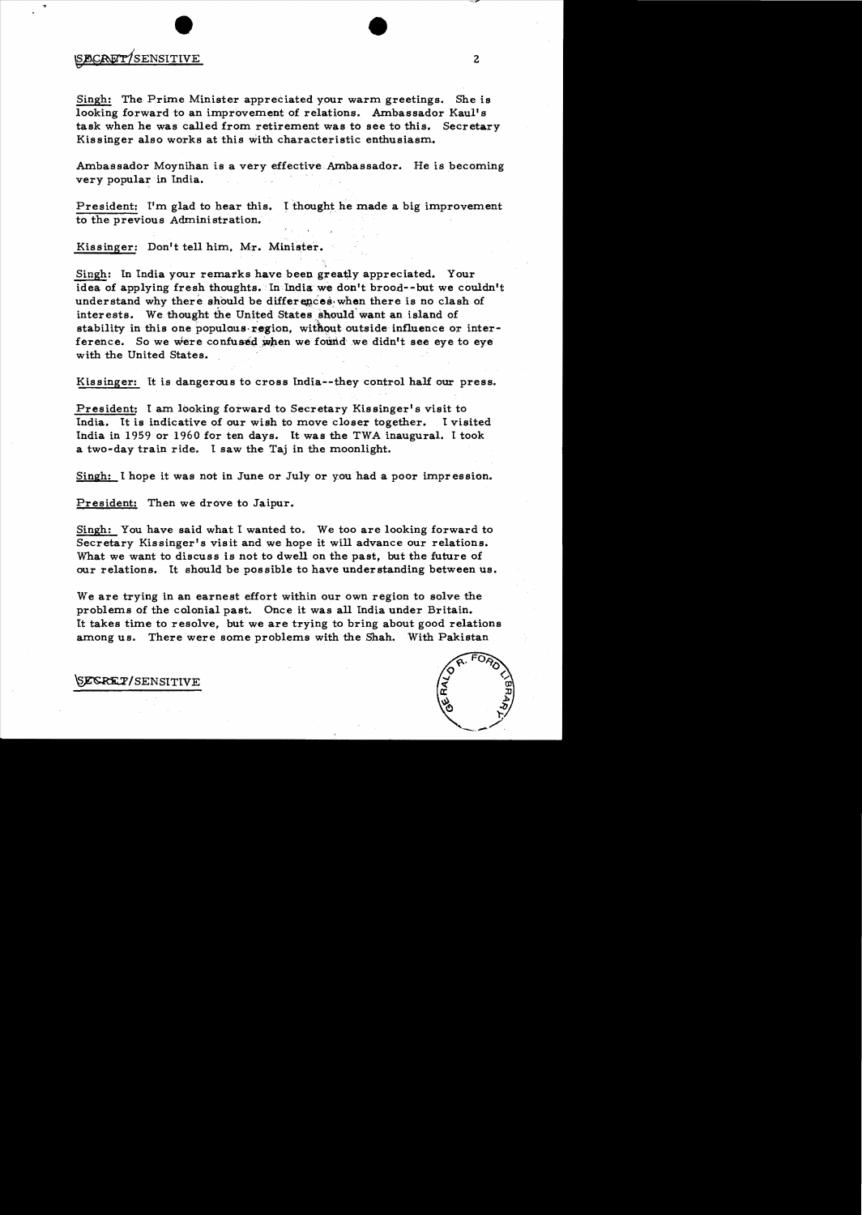SECRET/SENSITIVE

Singh: The Prime Minister appreciated your warm greetings. She is looking forward to an improvement of relations. Ambassador Kaul's task when he was called from retirement was to see to this. Secretary Kissinger also works at this with characteristic enthusiasm.

Ambassador Moynihan is a very effective Ambassador. He is becoming very popular in India.

President: I'm glad to hear this. I thought he made a big improvement to the previous Administration.

Kissinger: Don't tell him, Mr. Minister.

Singh: In India your remarks have been greatly appreciated. Your idea of applying fresh thoughts. In India we don't brood--but we couldn't understand why there should be differences when there is no clash of interests. We thought the United States should want an island of stability in this one populous region, without outside influence or interference. So we were confused when we found we didn't see eye to eye with the United States.

Kissinger: It is dangerous to cross India--they control half our press.

President: I am looking forward to Secretary Kissinger's visit to India. It is indicative of our wish to move closer together. I visited India in 1959 or 1960 for ten days. It was the TWA inaugural. I took a two-day train ride. I saw the Taj in the moonlight.

Singh: I hope it was not in June or July or you had a poor impression.

President: Then we drove to Jaipur.

Singh: You have said what I wanted to. We too are looking forward to Secretary Kissinger's visit and we hope it will advance our relations. What we want to discuss is not to dwell on the past, but the future of our relations. It should be possible to have understanding between us.

We are trying in an earnest effort within our own region to solve the problems of the colonial past. Once it was all India under Britain. It takes time to resolve, but we are trying to bring about good relations among us. There were some problems with the Shah. With Pakistan

SECRET/SENSITIVE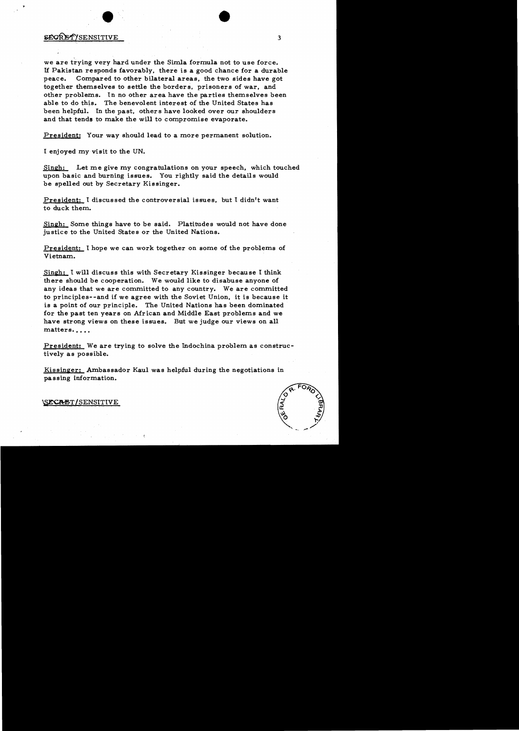SECRET/SENSITIVE

we are trying very hard under the Simla formula not to use force. If Pakistan responds favorably, there is a good chance for a durable peace. Compared to other bilateral areas, the two sides have got together themselves to settle the borders, prisoners of war, and other problems. In no other area have the parties themselves been able to do this. The benevolent interest of the United States has been helpful. In the past, others have looked over our shoulders and that tends to make the will to compromise evaporate.

President: Your way should lead to a more permanent solution.

I enjoyed my visit to the UN.

Singh: Let me give my congratulations on your speech, which touched upon basic and burning issues. You rightly said the details would be spelled out by Secretary Kissinger.

President: I discussed the controversial issues, but I didn't want to duck them.

Singh: Some things have to be said. Platitudes would not have done justice to the United States or the United Nations.

President: I hope we can work together on some of the problems of Vietnam.

Singh: I will discuss this with Secretary Kissinger because I think there should be cooperation. We would like to disabuse anyone of any ideas that we are committed to any country. We are committed to principles--and if we agree with the Soviet Union, it is because it is a point of our principle. The United Nations has been dominated for the past ten years on African and Middle East problems and we have strong views on these issues. But we judge our views on all matters.....

President: We are trying to solve the Indochina problem as constructively as possible.

Kissinger: Ambassador Kaul was helpful during the negotiations in passing information.

SECRET/SENSITIVE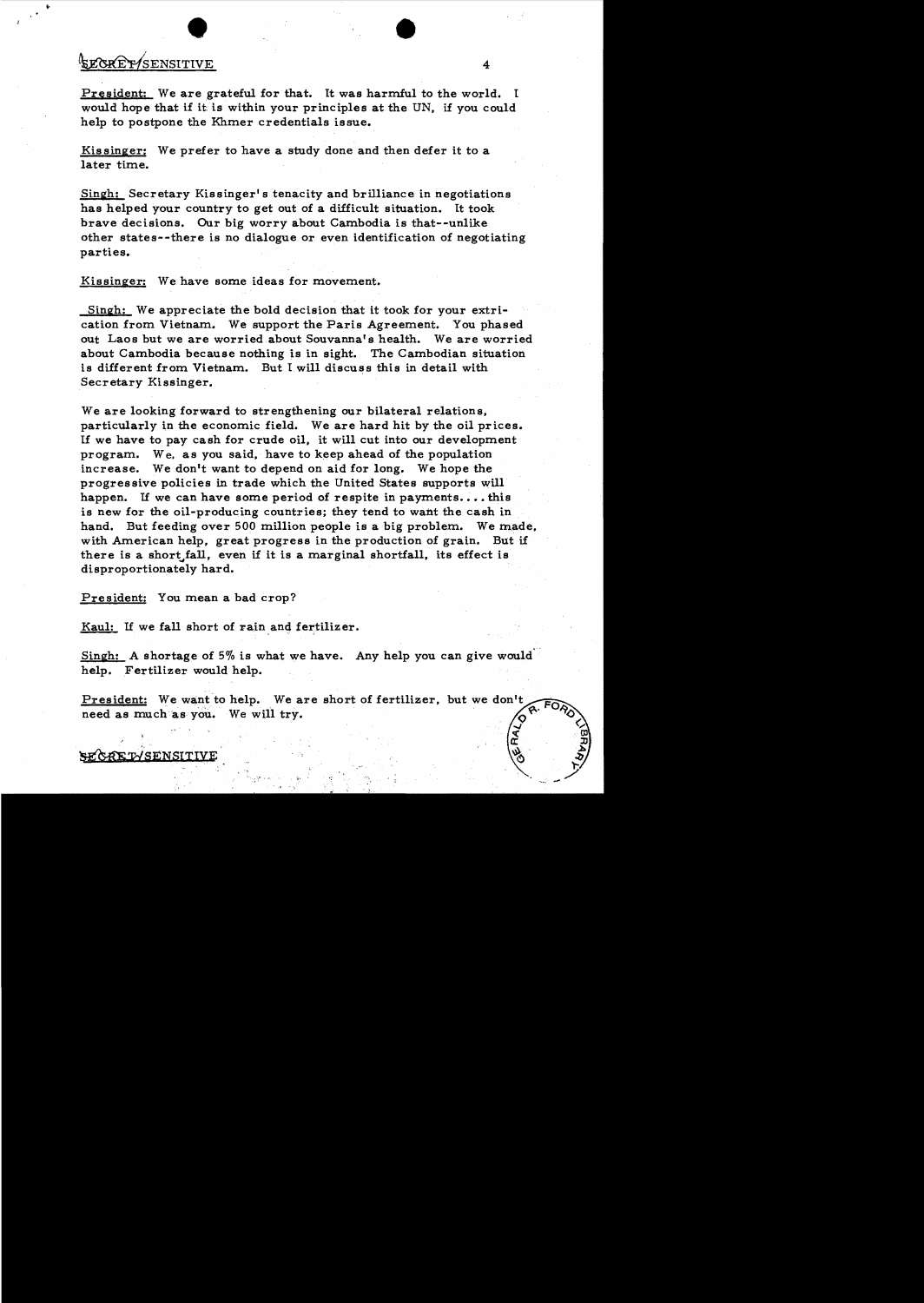**President:** We are grateful for that. It was harmful to the world. I would hope that if it is within your principles at the UN, if you could help to postpone the Khmer credentials issue.

**Kissinger:** We prefer to have a study done and then defer it to a later time.

**Singh:** Secretary Kissinger's tenacity and brilliance in negotiations has helped your country to get out of a difficult situation. It took brave decisions. Our big worry about Cambodia is that--unlike other states--there is no dialogue or even identification of negotiating parties.

**Kissinger:** We have some ideas for movement.

**Singh:** We appreciate the bold decision that it took for your extrication from Vietnam. We support the Paris Agreement. You phased out Laos but we are worried about Souvanna's health. We are worried about Cambodia because nothing is in sight. The Cambodian situation is different from Vietnam. But I will discuss this in detail with Secretary Kissinger.

We are looking forward to strengthening our bilateral relations, particularly in the economic field. We are hard hit by the oil prices. If we have to pay cash for crude oil, it will cut into our development program. We, as you said, have to keep ahead of the population increase. We don't want to depend on aid for long. We hope the progressive policies in trade which the United States supports will happen. If we can have some period of respite in payments.... this is new for the oil-producing countries; they tend to want the cash in hand. But feeding over 500 million people is a big problem. We made, with American help, great progress in the production of grain. But if there is a shortfall, even if it is a marginal shortfall, its effect is disproportionately hard.

**President:** You mean a bad crop?

**Kaul:** If we fall short of rain and fertilizer.

**Singh:** A shortage of 5% is what we have. Any help you can give would help. Fertilizer would help.

**President:** We want to help. We are short of fertilizer, but we don't need as much as you. We will try.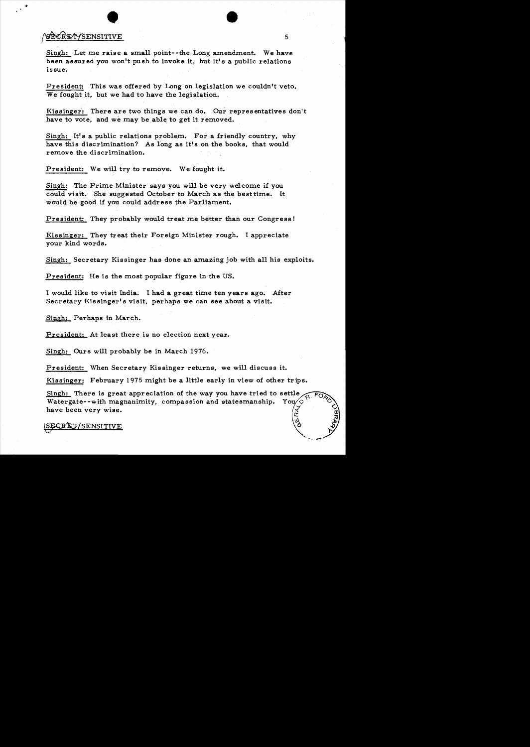SECRET/SENSITIVE

Singh: Let me raise a small point--the Long amendment. We have been assured you won't push to invoke it, but it's a public relations issue.

President: This was offered by Long on legislation we couldn't veto. We fought it, but we had to have the legislation.

Kissinger: There are two things we can do. Our representatives don't have to vote, and we may be able to get it removed.

Singh: It's a public relations problem. For a friendly country, why have this discrimination? As long as it's on the books, that would remove the discrimination.

President: We will try to remove. We fought it.

Singh: The Prime Minister says you will be very welcome if you could visit. She suggested October to March as the best time. It would be good if you could address the Parliament.

President: They probably would treat me better than our Congress!

Kissinger: They treat their Foreign Minister rough. I appreciate your kind words.

Singh: Secretary Kissinger has done an amazing job with all his exploits.

President: He is the most popular figure in the US.

I would like to visit India. I had a great time ten years ago. After Secretary Kissinger's visit, perhaps we can see about a visit.

Singh: Perhaps in March.

President: At least there is no election next year.

Singh: Ours will probably be in March 1976.

President: When Secretary Kissinger returns, we will discuss it.

Kissinger: February 1975 might be a little early in view of other trips.

Singh: There is great appreciation of the way you have tried to settle Watergate--with magnanimity, compassion and statesmanship. You have been very wise.

SECRET/SENSITIVE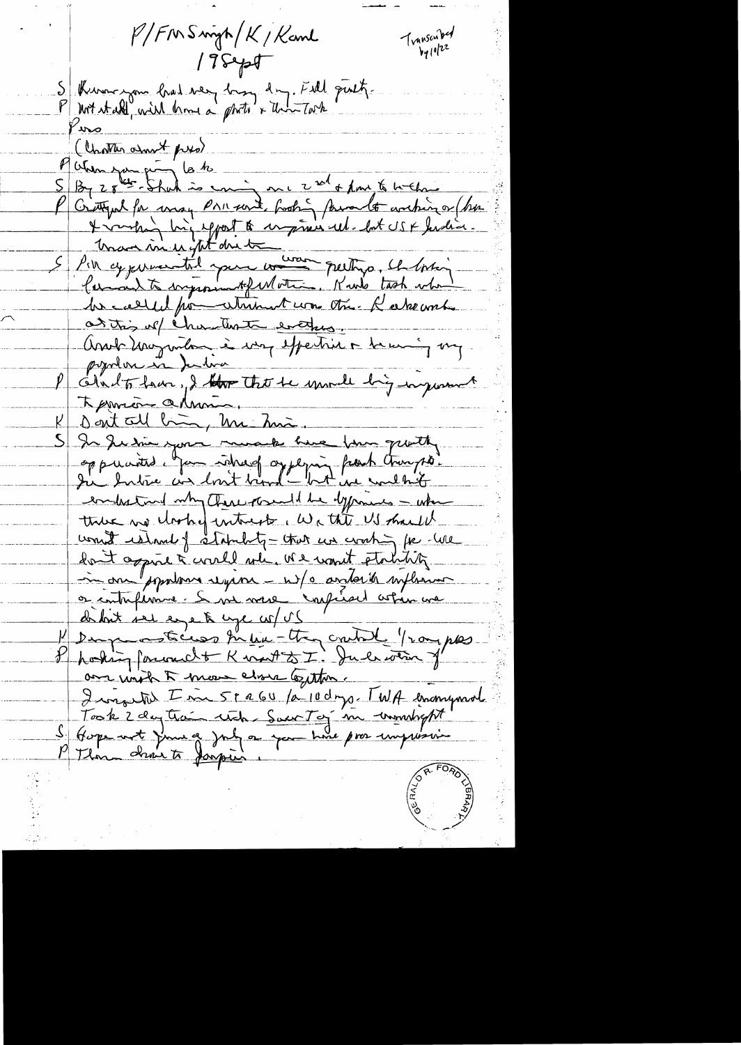P/FM Singh/K/Kaul

19 Sept

Transcribed by 10/22

S Know you had very busy day. Full quality.
P Not at all, will have a photo & then Task

Press

(Chatter about press)

P When you going back

S By 28th. Shah is coming on 22nd & have to welcome.

P Grateful for many PM sent, looking forward to working or / his & working big effort to improve rel. bet US & India.
Know him well at dinner

S PM expressed your warm greetings. He looking forward to improvement of relations. Kaul's task when he called for attainment was this. K also works at this w/ character & others.
Amb Moynihan is very effective & having very popular in India

P Glad to hear, I think that he would be big improvement to previous admin.

K Doing it all him, Mr. Pres.

S In Iran your remarks have been greatly appreciated. You talked of applying peaceful changes. In India we don't know - but we couldn't understand why there should be differences - when there no clash of interests. We think US should want island of stability - that we working for. We don't aspire to world role. We want stability in our populous region - w/o outside influence or interference. So we were surprised when we didn't see eye to eye w/ US

K Dangerous ties in Asia - they control 1/3 people

P Looking forward to K visit to I. Indication of our wish to move closer together.
I visited I in 58 or 60 for 10 days. TWA anonymous. Took 2 day train ride - Saw Taj in moonlight

S Hope not your only or your last impression

P Then drove to Jaipur.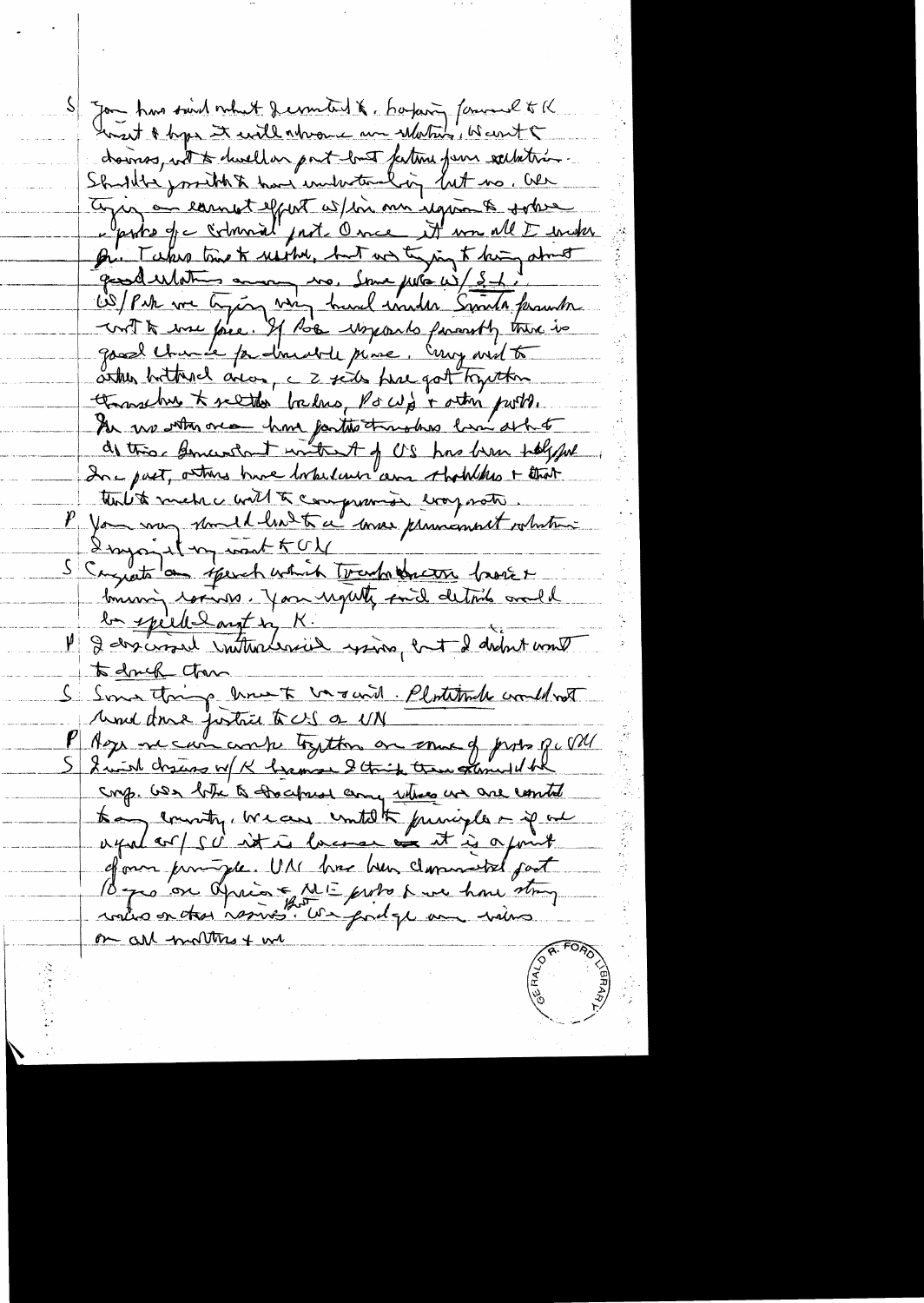S You have said what I wanted to. Hoping for and to K visit & hope it will advance our relations. Want to discuss, not to dwell on past but future, for solution. Shouldn't possibly have understanding but no. We trying an earnest effort w/in our region to solve problem of a colonial past. Once it was all I was [?] Takes time to resolve, but we trying to bring about good relations among us. Some problems w/ S.A. W/Pak we trying very hard under Simla formula not to use force. If Bhutto responds favorably there is good chance for durable peace. Coming and to other bilateral areas, the 2 sides have got together themselves to settle borders, POWs & other problems. In no other area have parties themselves been able to do this. Benevolent interest of US has been helpful. In the past, others have looked on as stakeholders & that tended to make it difficult to compromise on our own.

P You may should lead to a more permanent solution. I enjoyed my visit to U.N.

S Congrats on speech which touched on basic & burning issues. You rightly said details would be spelled out by K.

P I discussed international issues, but I didn't want to dwell on them.

S Some things have to be said. Platitudes would not lend dimension justice to US or UN.

P Hope we can work together on some of problems of UN.

S I will discuss w/K because I think there should be cooperation. We like to disagree on any issues we are committed to any country. We are committed to principles & if we agree w/ SU it is because it is a point of our principle. UN has been dominated for 10 years on Africa & ME problems & we have strong views on these issues. But we pledge our views on all matters & we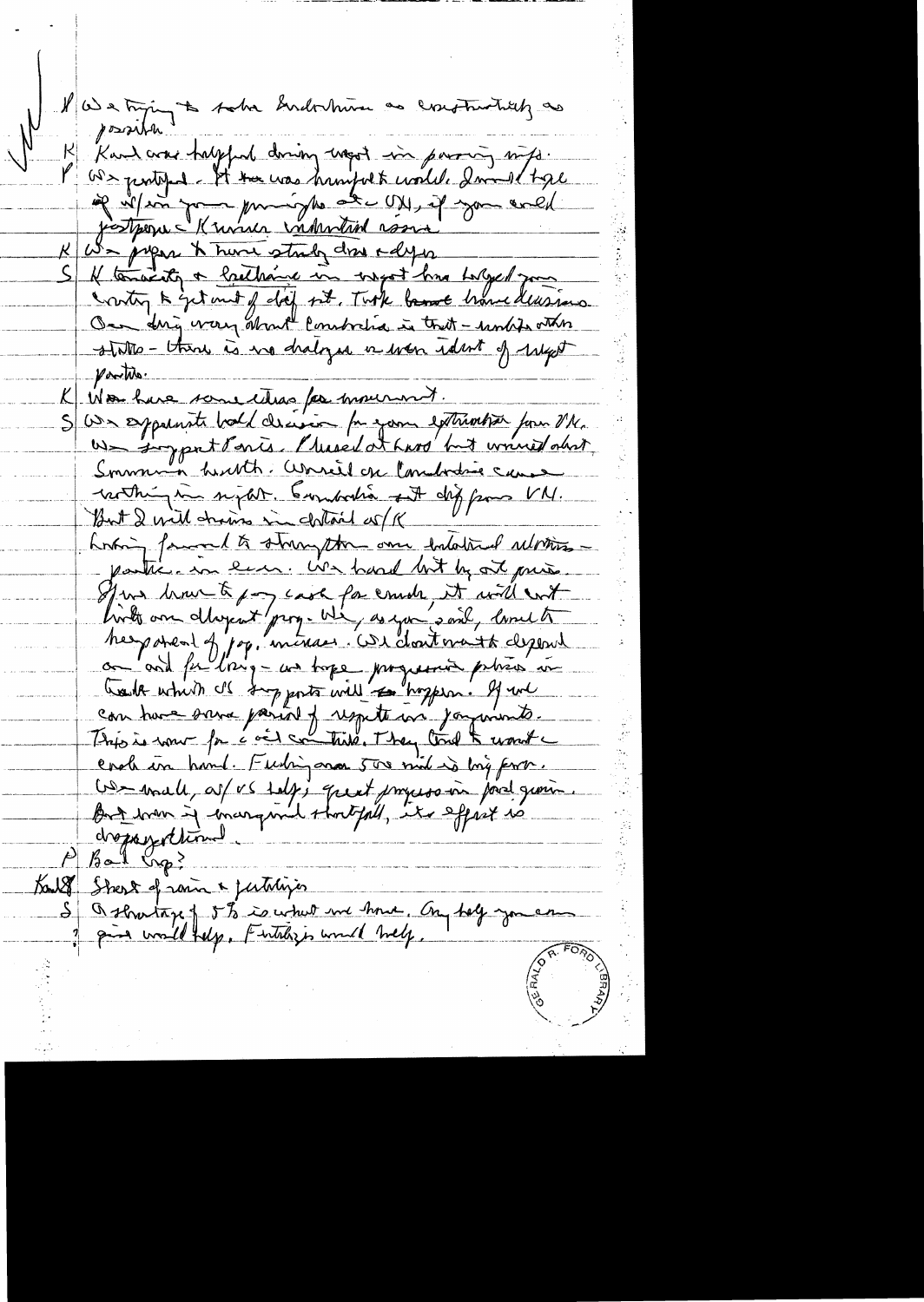K We trying to solve Indochina as constructively as possible.

K Kant was helpful during visit in passing msgs.

P We gratified. It was triumph to world. I would hope if w/in your principles at UN, if you could postpone Korean [?] ...

K We prepare to move study dues [?] ...

S K tenacity & brilliance in msgs has helped your country to get out of diff sit. Took brave brave decisions. Our dog very about Cambodia is that — unlike other states — there is no dialogue w/ even [?] of [?] parties.

K We have some ideas for movement.

S We appreciate bold decision for your extraction from VN. We support Paris. Pleased at how but worried about Sommers health. Worried on Cambodia cause nothing in sight. Cambodia sit diff from VN. But I will discuss in detail w/ K.

Looking forward to strengthen our bilateral relations — particularly in econ. We hard hit by oil prices. If we have to pay cash for crude, it will wet [?] into our development prog. We, as you said, would to keep ahead of pop. increase. We don't want to depend on aid for long — we hope progressive policies in trade which US supports will so happen. If we can have some period of respite in payments. This is worse for c oil countries. They tend to want cash in hand. Fertilizer and seed is big prob. We small, w/ US help, great progress in food grain. But even if marginal shortfall, its effect is disproportional.

P Bad crop?

[?] Short of rain & fertilizer

S A shortage of 5% is what we have. Any help you can give would help. Fertilizer would help.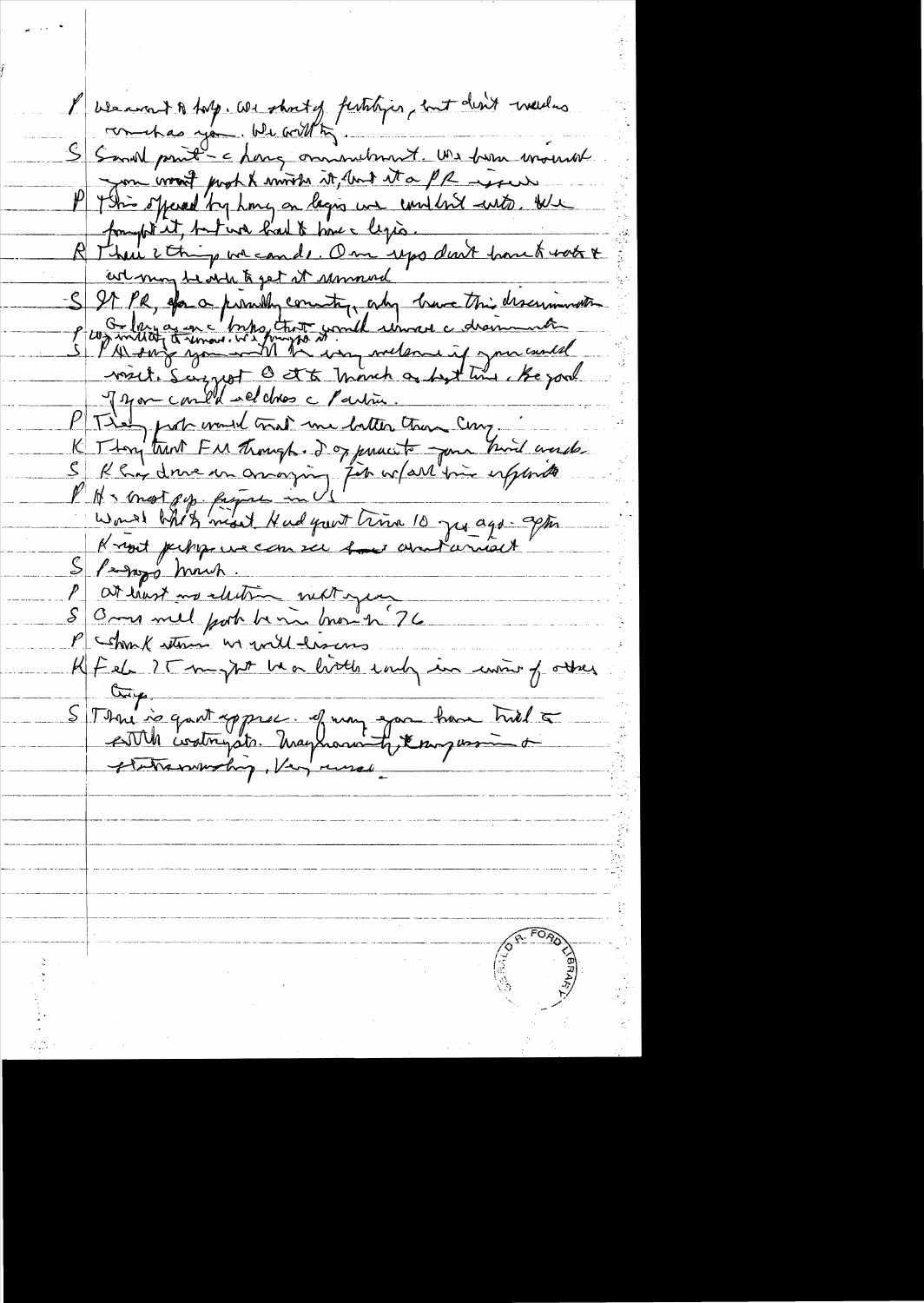P We want to help. We short of facilities, but don't want as much as you. We will try.

S Small point — c Long amendment. We know you want push to make it, but it a PR issue

P This offered by Long on legis we couldn't veto. We fought it, but we had to have c legis.

R There 2 things we can do. Our reps don't have to vote & we may be able to get it removed

S If PR, for a friendly country, why have this discrimination

P Going again c bills that would remove c discrimination. We fought it.

S P All say you will be very welcome if you could visit. Suggest @ at to March as best time. Be good if you could address c Parliament.

P They probably would treat me better than Cong.

K They treat FM through. I appreciate your kind words.

S K has done an amazing job w/all his efforts

P He's most pop. figure in US

Would he's most? Had good time 10 yrs ago. After K visit perhaps we can see how about a visit

S Perhaps March.

P At least no election next year

S Our next poll be in March '76

P Think store we will discuss

K Feb 25 might be a little early in view of other trip.

S There is great apprec. of way you have tried to establish contacts. Many humanity & progressive statesmanship. Very much.